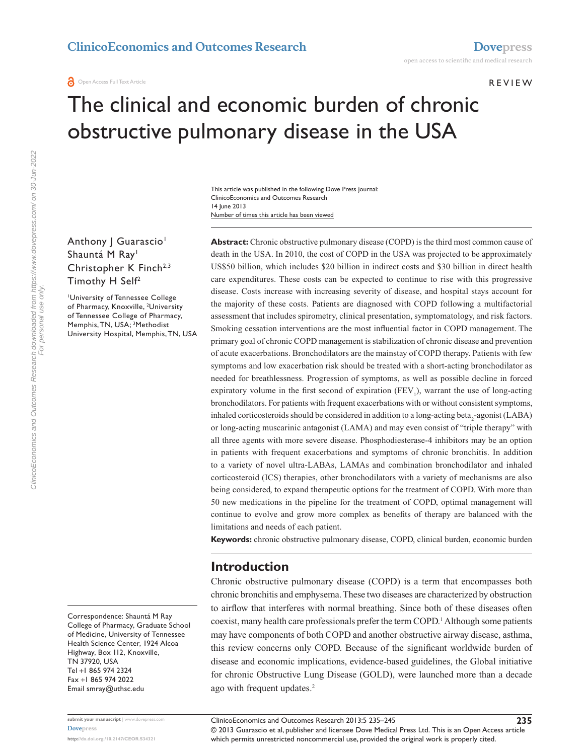# The clinical and economic burden of chronic obstructive pulmonary disease in the USA

This article was published in the following Dove Press journal:
ClinicoEconomics and Outcomes Research
14 June 2013
Number of times this article has been viewed

Anthony J Guarascio[1]
Shauntá M Ray[1]
Christopher K Finch[2,3]
Timothy H Self[2]

[1]University of Tennessee College of Pharmacy, Knoxville, [2]University of Tennessee College of Pharmacy, Memphis, TN, USA; [3]Methodist University Hospital, Memphis, TN, USA

Correspondence: Shauntá M Ray
College of Pharmacy, Graduate School of Medicine, University of Tennessee Health Science Center, 1924 Alcoa Highway, Box 112, Knoxville, TN 37920, USA
Tel +1 865 974 2324
Fax +1 865 974 2022
Email smray@uthsc.edu

**Abstract:** Chronic obstructive pulmonary disease (COPD) is the third most common cause of death in the USA. In 2010, the cost of COPD in the USA was projected to be approximately US$50 billion, which includes $20 billion in indirect costs and $30 billion in direct health care expenditures. These costs can be expected to continue to rise with this progressive disease. Costs increase with increasing severity of disease, and hospital stays account for the majority of these costs. Patients are diagnosed with COPD following a multifactorial assessment that includes spirometry, clinical presentation, symptomatology, and risk factors. Smoking cessation interventions are the most influential factor in COPD management. The primary goal of chronic COPD management is stabilization of chronic disease and prevention of acute exacerbations. Bronchodilators are the mainstay of COPD therapy. Patients with few symptoms and low exacerbation risk should be treated with a short-acting bronchodilator as needed for breathlessness. Progression of symptoms, as well as possible decline in forced expiratory volume in the first second of expiration ($FEV_1$), warrant the use of long-acting bronchodilators. For patients with frequent exacerbations with or without consistent symptoms, inhaled corticosteroids should be considered in addition to a long-acting $beta_2$-agonist (LABA) or long-acting muscarinic antagonist (LAMA) and may even consist of "triple therapy" with all three agents with more severe disease. Phosphodiesterase-4 inhibitors may be an option in patients with frequent exacerbations and symptoms of chronic bronchitis. In addition to a variety of novel ultra-LABAs, LAMAs and combination bronchodilator and inhaled corticosteroid (ICS) therapies, other bronchodilators with a variety of mechanisms are also being considered, to expand therapeutic options for the treatment of COPD. With more than 50 new medications in the pipeline for the treatment of COPD, optimal management will continue to evolve and grow more complex as benefits of therapy are balanced with the limitations and needs of each patient.

**Keywords:** chronic obstructive pulmonary disease, COPD, clinical burden, economic burden

## Introduction

Chronic obstructive pulmonary disease (COPD) is a term that encompasses both chronic bronchitis and emphysema. These two diseases are characterized by obstruction to airflow that interferes with normal breathing. Since both of these diseases often coexist, many health care professionals prefer the term COPD.[1] Although some patients may have components of both COPD and another obstructive airway disease, asthma, this review concerns only COPD. Because of the significant worldwide burden of disease and economic implications, evidence-based guidelines, the Global initiative for chronic Obstructive Lung Disease (GOLD), were launched more than a decade ago with frequent updates.[2]

© 2013 Guarascio et al, publisher and licensee Dove Medical Press Ltd. This is an Open Access article which permits unrestricted noncommercial use, provided the original work is properly cited.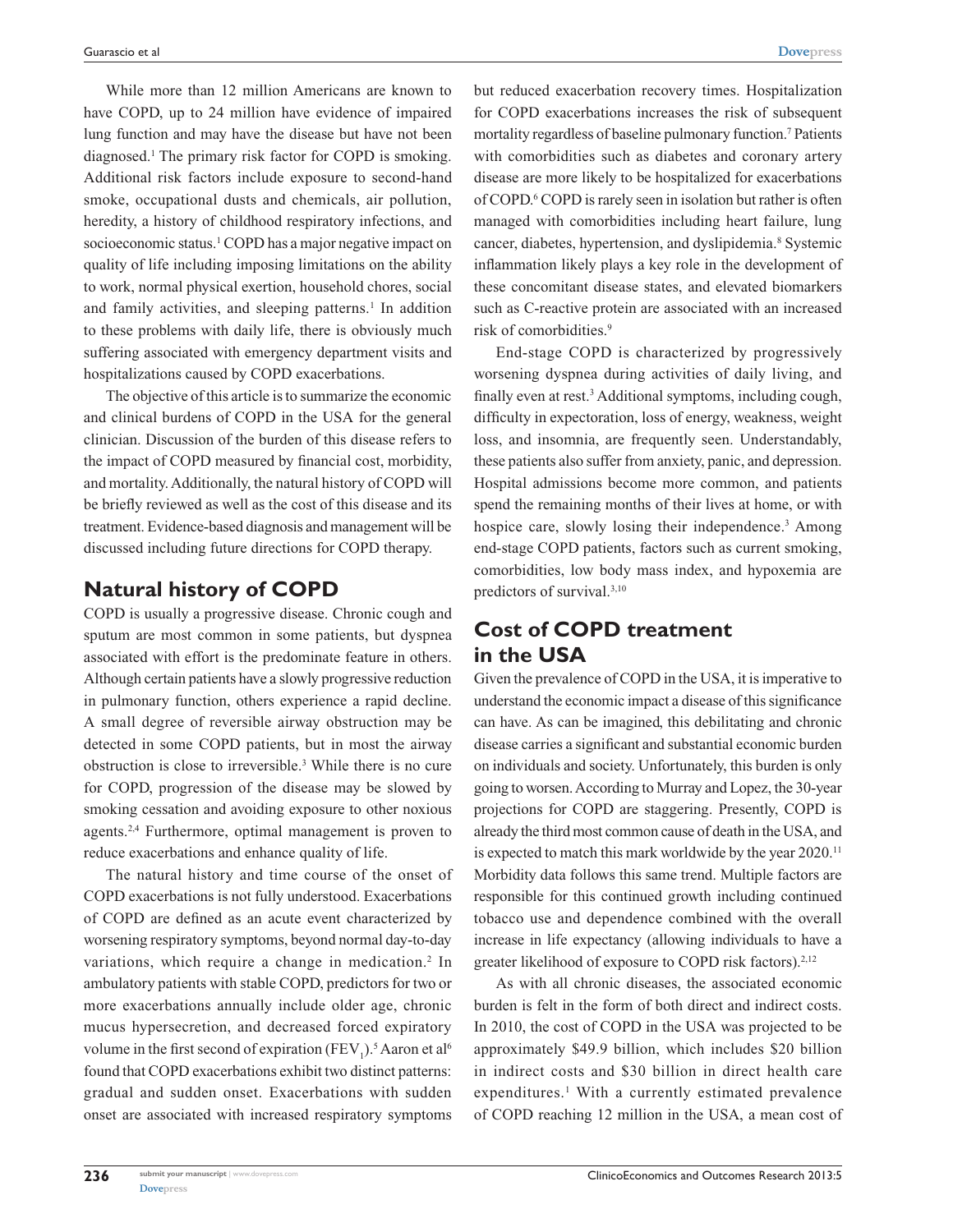While more than 12 million Americans are known to have COPD, up to 24 million have evidence of impaired lung function and may have the disease but have not been diagnosed.[1] The primary risk factor for COPD is smoking. Additional risk factors include exposure to second-hand smoke, occupational dusts and chemicals, air pollution, heredity, a history of childhood respiratory infections, and socioeconomic status.[1] COPD has a major negative impact on quality of life including imposing limitations on the ability to work, normal physical exertion, household chores, social and family activities, and sleeping patterns.[1] In addition to these problems with daily life, there is obviously much suffering associated with emergency department visits and hospitalizations caused by COPD exacerbations.

The objective of this article is to summarize the economic and clinical burdens of COPD in the USA for the general clinician. Discussion of the burden of this disease refers to the impact of COPD measured by financial cost, morbidity, and mortality. Additionally, the natural history of COPD will be briefly reviewed as well as the cost of this disease and its treatment. Evidence-based diagnosis and management will be discussed including future directions for COPD therapy.

## Natural history of COPD

COPD is usually a progressive disease. Chronic cough and sputum are most common in some patients, but dyspnea associated with effort is the predominate feature in others. Although certain patients have a slowly progressive reduction in pulmonary function, others experience a rapid decline. A small degree of reversible airway obstruction may be detected in some COPD patients, but in most the airway obstruction is close to irreversible.[3] While there is no cure for COPD, progression of the disease may be slowed by smoking cessation and avoiding exposure to other noxious agents.[2,4] Furthermore, optimal management is proven to reduce exacerbations and enhance quality of life.

The natural history and time course of the onset of COPD exacerbations is not fully understood. Exacerbations of COPD are defined as an acute event characterized by worsening respiratory symptoms, beyond normal day-to-day variations, which require a change in medication.[2] In ambulatory patients with stable COPD, predictors for two or more exacerbations annually include older age, chronic mucus hypersecretion, and decreased forced expiratory volume in the first second of expiration ($FEV_1$).[5] Aaron et al[6] found that COPD exacerbations exhibit two distinct patterns: gradual and sudden onset. Exacerbations with sudden onset are associated with increased respiratory symptoms but reduced exacerbation recovery times. Hospitalization for COPD exacerbations increases the risk of subsequent mortality regardless of baseline pulmonary function.[7] Patients with comorbidities such as diabetes and coronary artery disease are more likely to be hospitalized for exacerbations of COPD.[6] COPD is rarely seen in isolation but rather is often managed with comorbidities including heart failure, lung cancer, diabetes, hypertension, and dyslipidemia.[8] Systemic inflammation likely plays a key role in the development of these concomitant disease states, and elevated biomarkers such as C-reactive protein are associated with an increased risk of comorbidities.[9]

End-stage COPD is characterized by progressively worsening dyspnea during activities of daily living, and finally even at rest.[3] Additional symptoms, including cough, difficulty in expectoration, loss of energy, weakness, weight loss, and insomnia, are frequently seen. Understandably, these patients also suffer from anxiety, panic, and depression. Hospital admissions become more common, and patients spend the remaining months of their lives at home, or with hospice care, slowly losing their independence.[3] Among end-stage COPD patients, factors such as current smoking, comorbidities, low body mass index, and hypoxemia are predictors of survival.[3,10]

## Cost of COPD treatment in the USA

Given the prevalence of COPD in the USA, it is imperative to understand the economic impact a disease of this significance can have. As can be imagined, this debilitating and chronic disease carries a significant and substantial economic burden on individuals and society. Unfortunately, this burden is only going to worsen. According to Murray and Lopez, the 30-year projections for COPD are staggering. Presently, COPD is already the third most common cause of death in the USA, and is expected to match this mark worldwide by the year 2020.[11] Morbidity data follows this same trend. Multiple factors are responsible for this continued growth including continued tobacco use and dependence combined with the overall increase in life expectancy (allowing individuals to have a greater likelihood of exposure to COPD risk factors).[2,12]

As with all chronic diseases, the associated economic burden is felt in the form of both direct and indirect costs. In 2010, the cost of COPD in the USA was projected to be approximately $49.9 billion, which includes $20 billion in indirect costs and $30 billion in direct health care expenditures.[1] With a currently estimated prevalence of COPD reaching 12 million in the USA, a mean cost of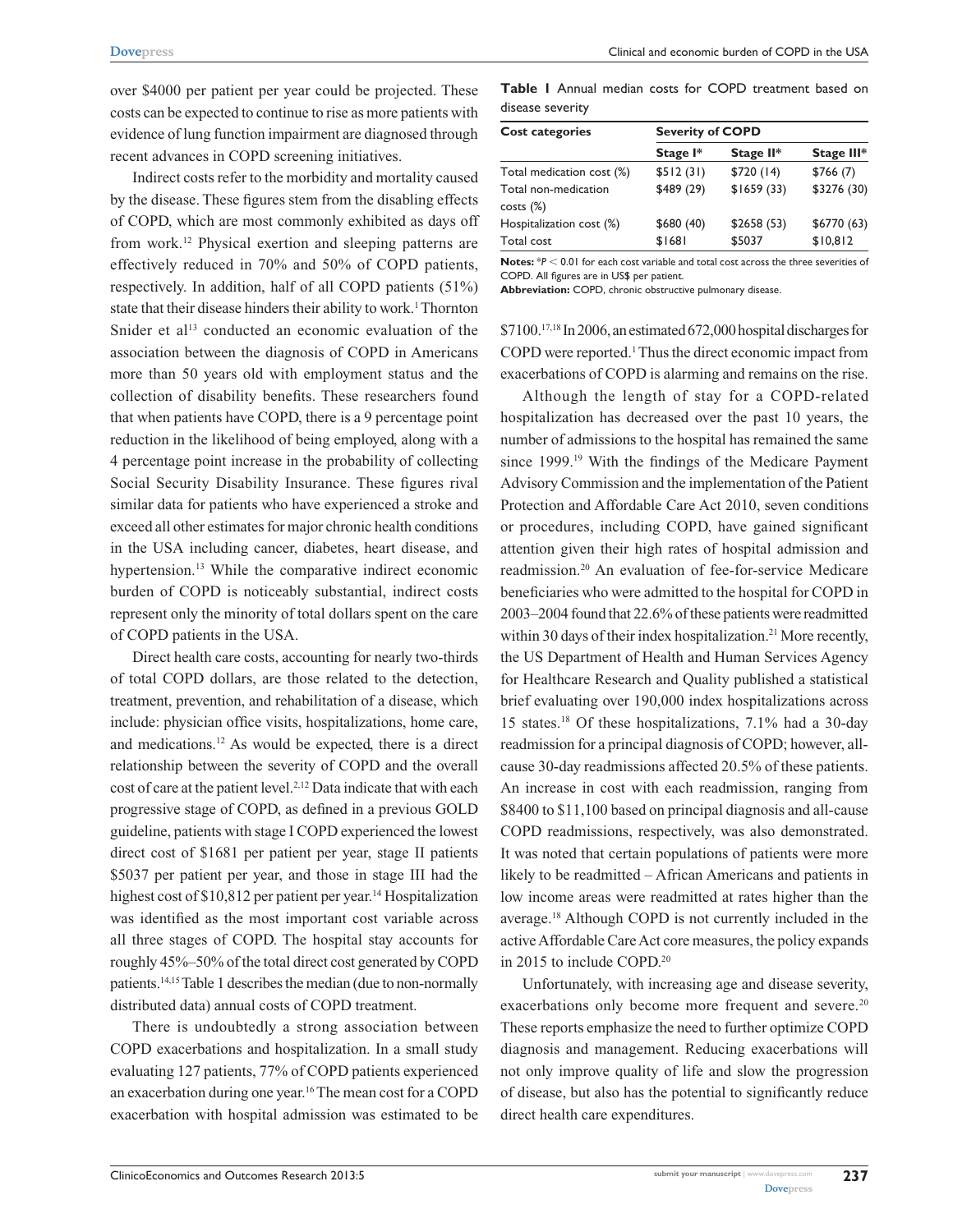over $4000 per patient per year could be projected. These costs can be expected to continue to rise as more patients with evidence of lung function impairment are diagnosed through recent advances in COPD screening initiatives.

Indirect costs refer to the morbidity and mortality caused by the disease. These figures stem from the disabling effects of COPD, which are most commonly exhibited as days off from work.[12] Physical exertion and sleeping patterns are effectively reduced in 70% and 50% of COPD patients, respectively. In addition, half of all COPD patients (51%) state that their disease hinders their ability to work.[1] Thornton Snider et al[13] conducted an economic evaluation of the association between the diagnosis of COPD in Americans more than 50 years old with employment status and the collection of disability benefits. These researchers found that when patients have COPD, there is a 9 percentage point reduction in the likelihood of being employed, along with a 4 percentage point increase in the probability of collecting Social Security Disability Insurance. These figures rival similar data for patients who have experienced a stroke and exceed all other estimates for major chronic health conditions in the USA including cancer, diabetes, heart disease, and hypertension.[13] While the comparative indirect economic burden of COPD is noticeably substantial, indirect costs represent only the minority of total dollars spent on the care of COPD patients in the USA.

Direct health care costs, accounting for nearly two-thirds of total COPD dollars, are those related to the detection, treatment, prevention, and rehabilitation of a disease, which include: physician office visits, hospitalizations, home care, and medications.[12] As would be expected, there is a direct relationship between the severity of COPD and the overall cost of care at the patient level.[2,12] Data indicate that with each progressive stage of COPD, as defined in a previous GOLD guideline, patients with stage I COPD experienced the lowest direct cost of $1681 per patient per year, stage II patients $5037 per patient per year, and those in stage III had the highest cost of $10,812 per patient per year.[14] Hospitalization was identified as the most important cost variable across all three stages of COPD. The hospital stay accounts for roughly 45%–50% of the total direct cost generated by COPD patients.[14,15] Table 1 describes the median (due to non-normally distributed data) annual costs of COPD treatment.

**Table 1** Annual median costs for COPD treatment based on disease severity

| Cost categories | Severity of COPD | | |
|---|---|---|---|
| | Stage I* | Stage II* | Stage III* |
| Total medication cost (%) | $512 (31) | $720 (14) | $766 (7) |
| Total non-medication costs (%) | $489 (29) | $1659 (33) | $3276 (30) |
| Hospitalization cost (%) | $680 (40) | $2658 (53) | $6770 (63) |
| Total cost | $1681 | $5037 | $10,812 |

**Notes:** *$P < 0.01$ for each cost variable and total cost across the three severities of COPD. All figures are in US$ per patient.
**Abbreviation:** COPD, chronic obstructive pulmonary disease.

There is undoubtedly a strong association between COPD exacerbations and hospitalization. In a small study evaluating 127 patients, 77% of COPD patients experienced an exacerbation during one year.[16] The mean cost for a COPD exacerbation with hospital admission was estimated to be $7100.[17,18] In 2006, an estimated 672,000 hospital discharges for COPD were reported.[1] Thus the direct economic impact from exacerbations of COPD is alarming and remains on the rise.

Although the length of stay for a COPD-related hospitalization has decreased over the past 10 years, the number of admissions to the hospital has remained the same since 1999.[19] With the findings of the Medicare Payment Advisory Commission and the implementation of the Patient Protection and Affordable Care Act 2010, seven conditions or procedures, including COPD, have gained significant attention given their high rates of hospital admission and readmission.[20] An evaluation of fee-for-service Medicare beneficiaries who were admitted to the hospital for COPD in 2003–2004 found that 22.6% of these patients were readmitted within 30 days of their index hospitalization.[21] More recently, the US Department of Health and Human Services Agency for Healthcare Research and Quality published a statistical brief evaluating over 190,000 index hospitalizations across 15 states.[18] Of these hospitalizations, 7.1% had a 30-day readmission for a principal diagnosis of COPD; however, all-cause 30-day readmissions affected 20.5% of these patients. An increase in cost with each readmission, ranging from $8400 to $11,100 based on principal diagnosis and all-cause COPD readmissions, respectively, was also demonstrated. It was noted that certain populations of patients were more likely to be readmitted – African Americans and patients in low income areas were readmitted at rates higher than the average.[18] Although COPD is not currently included in the active Affordable Care Act core measures, the policy expands in 2015 to include COPD.[20]

Unfortunately, with increasing age and disease severity, exacerbations only become more frequent and severe.[20] These reports emphasize the need to further optimize COPD diagnosis and management. Reducing exacerbations will not only improve quality of life and slow the progression of disease, but also has the potential to significantly reduce direct health care expenditures.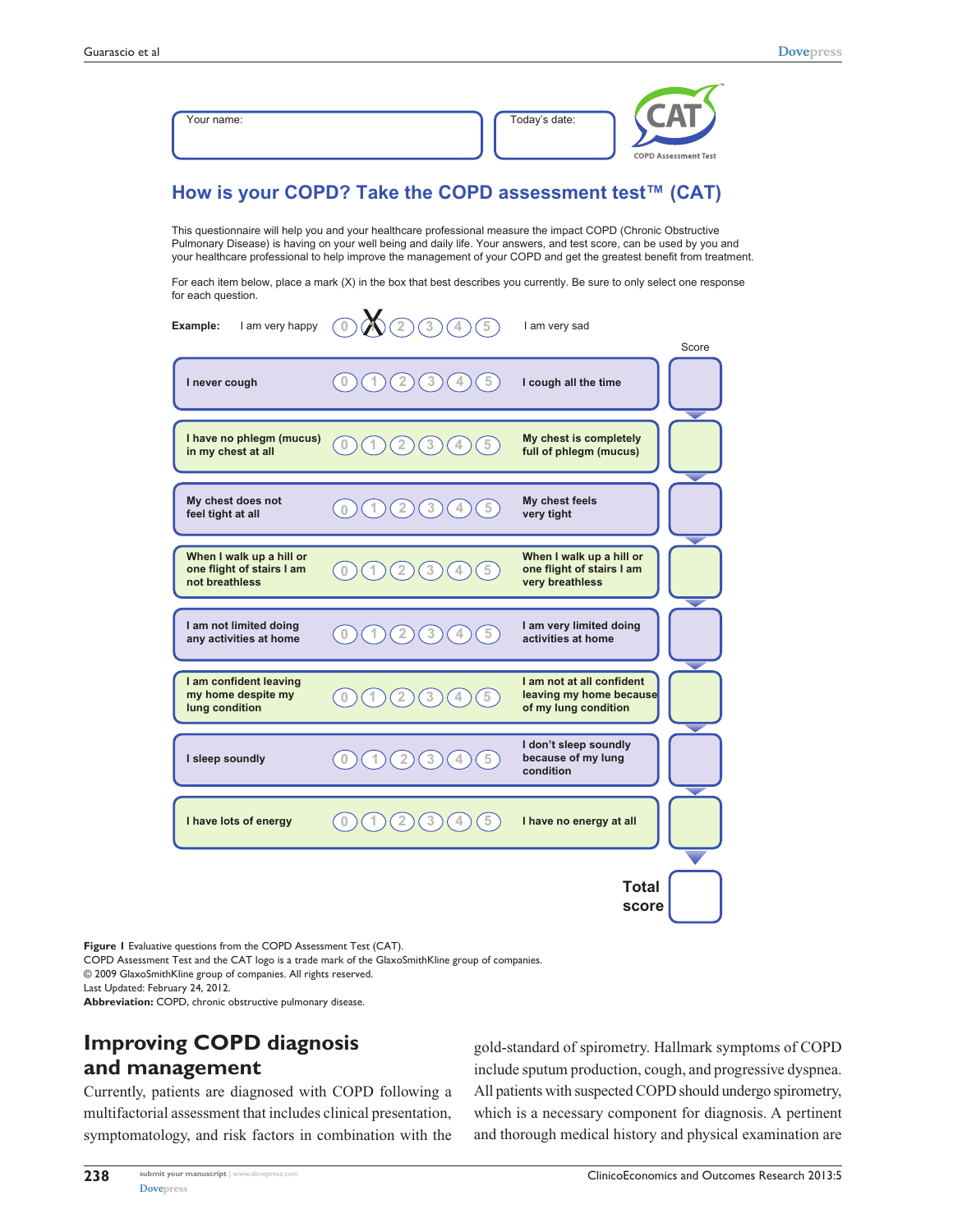Your name:

Today's date:

CAT
COPD Assessment Test

## How is your COPD? Take the COPD assessment test™ (CAT)

This questionnaire will help you and your healthcare professional measure the impact COPD (Chronic Obstructive Pulmonary Disease) is having on your well being and daily life. Your answers, and test score, can be used by you and your healthcare professional to help improve the management of your COPD and get the greatest benefit from treatment.

For each item below, place a mark (X) in the box that best describes you currently. Be sure to only select one response for each question.

**Example:** I am very happy (0) (X) (2) (3) (4) (5) I am very sad

| | | | Score |
|---|---|---|---|
| **I never cough** | 0 1 2 3 4 5 | **I cough all the time** | |
| **I have no phlegm (mucus) in my chest at all** | 0 1 2 3 4 5 | **My chest is completely full of phlegm (mucus)** | |
| **My chest does not feel tight at all** | 0 1 2 3 4 5 | **My chest feels very tight** | |
| **When I walk up a hill or one flight of stairs I am not breathless** | 0 1 2 3 4 5 | **When I walk up a hill or one flight of stairs I am very breathless** | |
| **I am not limited doing any activities at home** | 0 1 2 3 4 5 | **I am very limited doing activities at home** | |
| **I am confident leaving my home despite my lung condition** | 0 1 2 3 4 5 | **I am not at all confident leaving my home because of my lung condition** | |
| **I sleep soundly** | 0 1 2 3 4 5 | **I don't sleep soundly because of my lung condition** | |
| **I have lots of energy** | 0 1 2 3 4 5 | **I have no energy at all** | |
| | | **Total score** | |

**Figure 1** Evaluative questions from the COPD Assessment Test (CAT).
COPD Assessment Test and the CAT logo is a trade mark of the GlaxoSmithKline group of companies.
© 2009 GlaxoSmithKline group of companies. All rights reserved.
Last Updated: February 24, 2012.
**Abbreviation:** COPD, chronic obstructive pulmonary disease.

## Improving COPD diagnosis and management

Currently, patients are diagnosed with COPD following a multifactorial assessment that includes clinical presentation, symptomatology, and risk factors in combination with the gold-standard of spirometry. Hallmark symptoms of COPD include sputum production, cough, and progressive dyspnea. All patients with suspected COPD should undergo spirometry, which is a necessary component for diagnosis. A pertinent and thorough medical history and physical examination are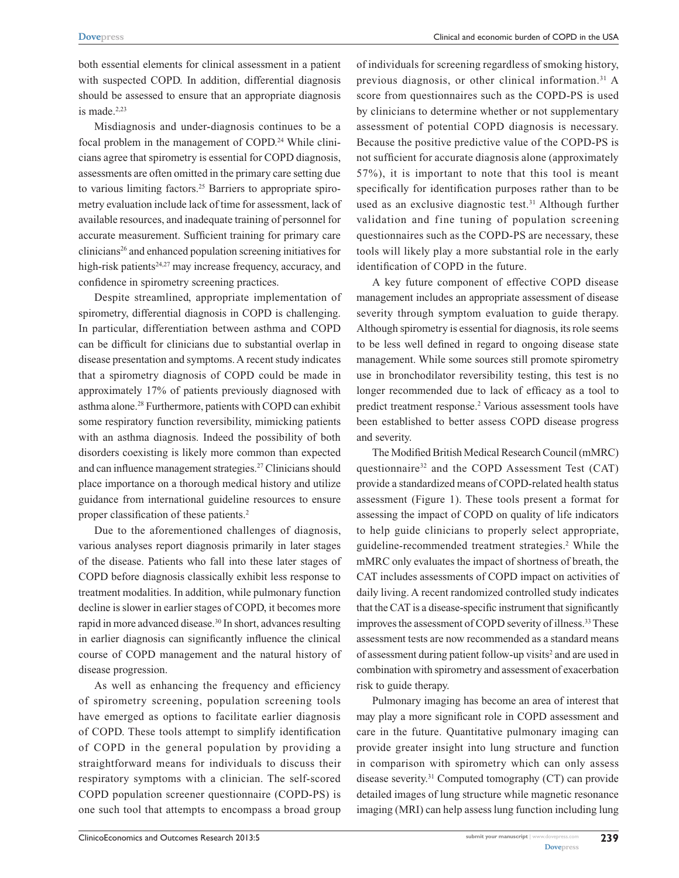both essential elements for clinical assessment in a patient with suspected COPD. In addition, differential diagnosis should be assessed to ensure that an appropriate diagnosis is made.[2,23]

Misdiagnosis and under-diagnosis continues to be a focal problem in the management of COPD.[24] While clinicians agree that spirometry is essential for COPD diagnosis, assessments are often omitted in the primary care setting due to various limiting factors.[25] Barriers to appropriate spirometry evaluation include lack of time for assessment, lack of available resources, and inadequate training of personnel for accurate measurement. Sufficient training for primary care clinicians[26] and enhanced population screening initiatives for high-risk patients[24,27] may increase frequency, accuracy, and confidence in spirometry screening practices.

Despite streamlined, appropriate implementation of spirometry, differential diagnosis in COPD is challenging. In particular, differentiation between asthma and COPD can be difficult for clinicians due to substantial overlap in disease presentation and symptoms. A recent study indicates that a spirometry diagnosis of COPD could be made in approximately 17% of patients previously diagnosed with asthma alone.[28] Furthermore, patients with COPD can exhibit some respiratory function reversibility, mimicking patients with an asthma diagnosis. Indeed the possibility of both disorders coexisting is likely more common than expected and can influence management strategies.[27] Clinicians should place importance on a thorough medical history and utilize guidance from international guideline resources to ensure proper classification of these patients.[2]

Due to the aforementioned challenges of diagnosis, various analyses report diagnosis primarily in later stages of the disease. Patients who fall into these later stages of COPD before diagnosis classically exhibit less response to treatment modalities. In addition, while pulmonary function decline is slower in earlier stages of COPD, it becomes more rapid in more advanced disease.[30] In short, advances resulting in earlier diagnosis can significantly influence the clinical course of COPD management and the natural history of disease progression.

As well as enhancing the frequency and efficiency of spirometry screening, population screening tools have emerged as options to facilitate earlier diagnosis of COPD. These tools attempt to simplify identification of COPD in the general population by providing a straightforward means for individuals to discuss their respiratory symptoms with a clinician. The self-scored COPD population screener questionnaire (COPD-PS) is one such tool that attempts to encompass a broad group of individuals for screening regardless of smoking history, previous diagnosis, or other clinical information.[31] A score from questionnaires such as the COPD-PS is used by clinicians to determine whether or not supplementary assessment of potential COPD diagnosis is necessary. Because the positive predictive value of the COPD-PS is not sufficient for accurate diagnosis alone (approximately 57%), it is important to note that this tool is meant specifically for identification purposes rather than to be used as an exclusive diagnostic test.[31] Although further validation and fine tuning of population screening questionnaires such as the COPD-PS are necessary, these tools will likely play a more substantial role in the early identification of COPD in the future.

A key future component of effective COPD disease management includes an appropriate assessment of disease severity through symptom evaluation to guide therapy. Although spirometry is essential for diagnosis, its role seems to be less well defined in regard to ongoing disease state management. While some sources still promote spirometry use in bronchodilator reversibility testing, this test is no longer recommended due to lack of efficacy as a tool to predict treatment response.[2] Various assessment tools have been established to better assess COPD disease progress and severity.

The Modified British Medical Research Council (mMRC) questionnaire[32] and the COPD Assessment Test (CAT) provide a standardized means of COPD-related health status assessment (Figure 1). These tools present a format for assessing the impact of COPD on quality of life indicators to help guide clinicians to properly select appropriate, guideline-recommended treatment strategies.[2] While the mMRC only evaluates the impact of shortness of breath, the CAT includes assessments of COPD impact on activities of daily living. A recent randomized controlled study indicates that the CAT is a disease-specific instrument that significantly improves the assessment of COPD severity of illness.[33] These assessment tests are now recommended as a standard means of assessment during patient follow-up visits[2] and are used in combination with spirometry and assessment of exacerbation risk to guide therapy.

Pulmonary imaging has become an area of interest that may play a more significant role in COPD assessment and care in the future. Quantitative pulmonary imaging can provide greater insight into lung structure and function in comparison with spirometry which can only assess disease severity.[31] Computed tomography (CT) can provide detailed images of lung structure while magnetic resonance imaging (MRI) can help assess lung function including lung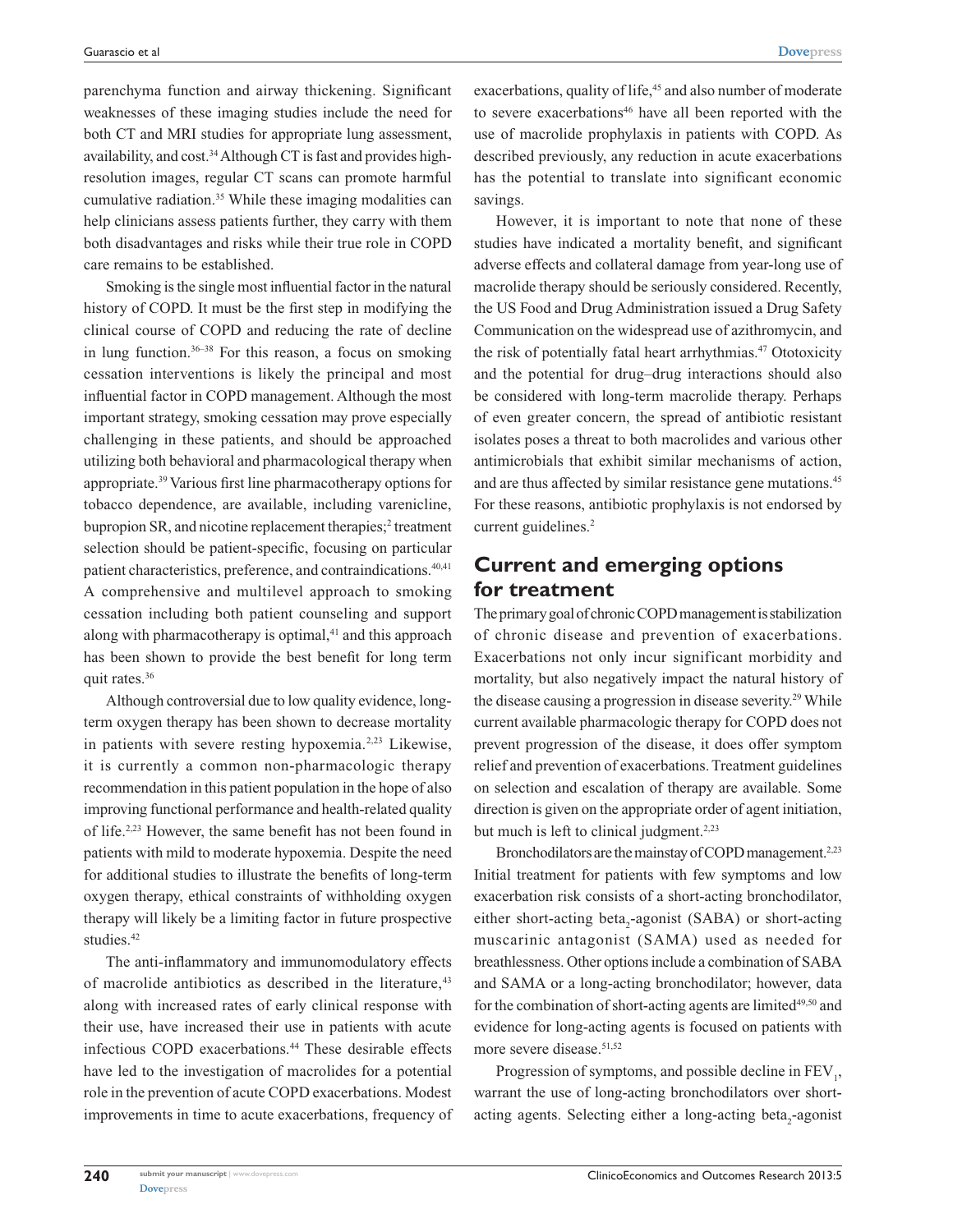parenchyma function and airway thickening. Significant weaknesses of these imaging studies include the need for both CT and MRI studies for appropriate lung assessment, availability, and cost.[34] Although CT is fast and provides high-resolution images, regular CT scans can promote harmful cumulative radiation.[35] While these imaging modalities can help clinicians assess patients further, they carry with them both disadvantages and risks while their true role in COPD care remains to be established.

Smoking is the single most influential factor in the natural history of COPD. It must be the first step in modifying the clinical course of COPD and reducing the rate of decline in lung function.[36–38] For this reason, a focus on smoking cessation interventions is likely the principal and most influential factor in COPD management. Although the most important strategy, smoking cessation may prove especially challenging in these patients, and should be approached utilizing both behavioral and pharmacological therapy when appropriate.[39] Various first line pharmacotherapy options for tobacco dependence, are available, including varenicline, bupropion SR, and nicotine replacement therapies;[2] treatment selection should be patient-specific, focusing on particular patient characteristics, preference, and contraindications.[40,41] A comprehensive and multilevel approach to smoking cessation including both patient counseling and support along with pharmacotherapy is optimal,[41] and this approach has been shown to provide the best benefit for long term quit rates.[36]

Although controversial due to low quality evidence, long-term oxygen therapy has been shown to decrease mortality in patients with severe resting hypoxemia.[2,23] Likewise, it is currently a common non-pharmacologic therapy recommendation in this patient population in the hope of also improving functional performance and health-related quality of life.[2,23] However, the same benefit has not been found in patients with mild to moderate hypoxemia. Despite the need for additional studies to illustrate the benefits of long-term oxygen therapy, ethical constraints of withholding oxygen therapy will likely be a limiting factor in future prospective studies.[42]

The anti-inflammatory and immunomodulatory effects of macrolide antibiotics as described in the literature,[43] along with increased rates of early clinical response with their use, have increased their use in patients with acute infectious COPD exacerbations.[44] These desirable effects have led to the investigation of macrolides for a potential role in the prevention of acute COPD exacerbations. Modest improvements in time to acute exacerbations, frequency of exacerbations, quality of life,[45] and also number of moderate to severe exacerbations[46] have all been reported with the use of macrolide prophylaxis in patients with COPD. As described previously, any reduction in acute exacerbations has the potential to translate into significant economic savings.

However, it is important to note that none of these studies have indicated a mortality benefit, and significant adverse effects and collateral damage from year-long use of macrolide therapy should be seriously considered. Recently, the US Food and Drug Administration issued a Drug Safety Communication on the widespread use of azithromycin, and the risk of potentially fatal heart arrhythmias.[47] Ototoxicity and the potential for drug–drug interactions should also be considered with long-term macrolide therapy. Perhaps of even greater concern, the spread of antibiotic resistant isolates poses a threat to both macrolides and various other antimicrobials that exhibit similar mechanisms of action, and are thus affected by similar resistance gene mutations.[45] For these reasons, antibiotic prophylaxis is not endorsed by current guidelines.[2]

## Current and emerging options for treatment

The primary goal of chronic COPD management is stabilization of chronic disease and prevention of exacerbations. Exacerbations not only incur significant morbidity and mortality, but also negatively impact the natural history of the disease causing a progression in disease severity.[29] While current available pharmacologic therapy for COPD does not prevent progression of the disease, it does offer symptom relief and prevention of exacerbations. Treatment guidelines on selection and escalation of therapy are available. Some direction is given on the appropriate order of agent initiation, but much is left to clinical judgment.[2,23]

Bronchodilators are the mainstay of COPD management.[2,23] Initial treatment for patients with few symptoms and low exacerbation risk consists of a short-acting bronchodilator, either short-acting beta$_2$-agonist (SABA) or short-acting muscarinic antagonist (SAMA) used as needed for breathlessness. Other options include a combination of SABA and SAMA or a long-acting bronchodilator; however, data for the combination of short-acting agents are limited[49,50] and evidence for long-acting agents is focused on patients with more severe disease.[51,52]

Progression of symptoms, and possible decline in $FEV_1$, warrant the use of long-acting bronchodilators over short-acting agents. Selecting either a long-acting beta$_2$-agonist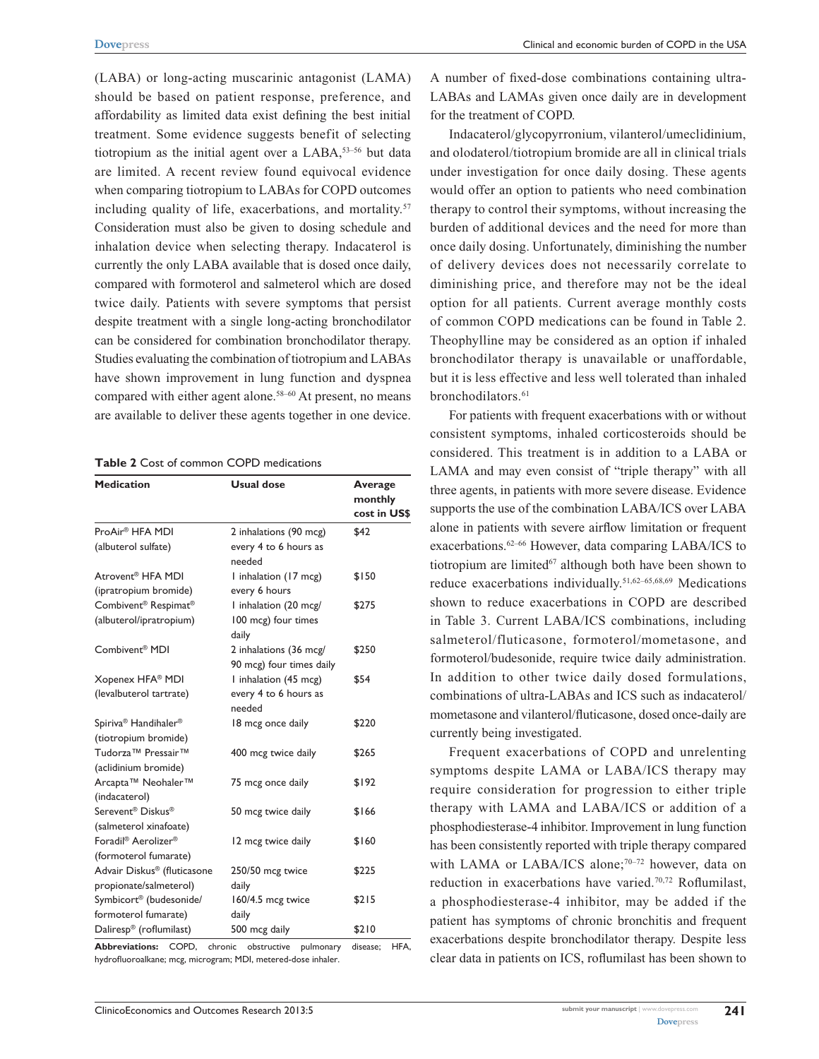(LABA) or long-acting muscarinic antagonist (LAMA) should be based on patient response, preference, and affordability as limited data exist defining the best initial treatment. Some evidence suggests benefit of selecting tiotropium as the initial agent over a LABA,[53–56] but data are limited. A recent review found equivocal evidence when comparing tiotropium to LABAs for COPD outcomes including quality of life, exacerbations, and mortality.[57] Consideration must also be given to dosing schedule and inhalation device when selecting therapy. Indacaterol is currently the only LABA available that is dosed once daily, compared with formoterol and salmeterol which are dosed twice daily. Patients with severe symptoms that persist despite treatment with a single long-acting bronchodilator can be considered for combination bronchodilator therapy. Studies evaluating the combination of tiotropium and LABAs have shown improvement in lung function and dyspnea compared with either agent alone.[58–60] At present, no means are available to deliver these agents together in one device.

**Table 2** Cost of common COPD medications

| Medication | Usual dose | Average monthly cost in US$ |
|---|---|---|
| ProAir® HFA MDI (albuterol sulfate) | 2 inhalations (90 mcg) every 4 to 6 hours as needed | $42 |
| Atrovent® HFA MDI (ipratropium bromide) | 1 inhalation (17 mcg) every 6 hours | $150 |
| Combivent® Respimat® (albuterol/ipratropium) | 1 inhalation (20 mcg/100 mcg) four times daily | $275 |
| Combivent® MDI | 2 inhalations (36 mcg/90 mcg) four times daily | $250 |
| Xopenex HFA® MDI (levalbuterol tartrate) | 1 inhalation (45 mcg) every 4 to 6 hours as needed | $54 |
| Spiriva® Handihaler® (tiotropium bromide) | 18 mcg once daily | $220 |
| Tudorza™ Pressair™ (aclidinium bromide) | 400 mcg twice daily | $265 |
| Arcapta™ Neohaler™ (indacaterol) | 75 mcg once daily | $192 |
| Serevent® Diskus® (salmeterol xinafoate) | 50 mcg twice daily | $166 |
| Foradil® Aerolizer® (formoterol fumarate) | 12 mcg twice daily | $160 |
| Advair Diskus® (fluticasone propionate/salmeterol) | 250/50 mcg twice daily | $225 |
| Symbicort® (budesonide/formoterol fumarate) | 160/4.5 mcg twice daily | $215 |
| Daliresp® (roflumilast) | 500 mcg daily | $210 |

**Abbreviations:** COPD, chronic obstructive pulmonary disease; HFA, hydrofluoroalkane; mcg, microgram; MDI, metered-dose inhaler.

A number of fixed-dose combinations containing ultra-LABAs and LAMAs given once daily are in development for the treatment of COPD.

Indacaterol/glycopyrronium, vilanterol/umeclidinium, and olodaterol/tiotropium bromide are all in clinical trials under investigation for once daily dosing. These agents would offer an option to patients who need combination therapy to control their symptoms, without increasing the burden of additional devices and the need for more than once daily dosing. Unfortunately, diminishing the number of delivery devices does not necessarily correlate to diminishing price, and therefore may not be the ideal option for all patients. Current average monthly costs of common COPD medications can be found in Table 2. Theophylline may be considered as an option if inhaled bronchodilator therapy is unavailable or unaffordable, but it is less effective and less well tolerated than inhaled bronchodilators.[61]

For patients with frequent exacerbations with or without consistent symptoms, inhaled corticosteroids should be considered. This treatment is in addition to a LABA or LAMA and may even consist of "triple therapy" with all three agents, in patients with more severe disease. Evidence supports the use of the combination LABA/ICS over LABA alone in patients with severe airflow limitation or frequent exacerbations.[62–66] However, data comparing LABA/ICS to tiotropium are limited[67] although both have been shown to reduce exacerbations individually.[51,62–65,68,69] Medications shown to reduce exacerbations in COPD are described in Table 3. Current LABA/ICS combinations, including salmeterol/fluticasone, formoterol/mometasone, and formoterol/budesonide, require twice daily administration. In addition to other twice daily dosed formulations, combinations of ultra-LABAs and ICS such as indacaterol/mometasone and vilanterol/fluticasone, dosed once-daily are currently being investigated.

Frequent exacerbations of COPD and unrelenting symptoms despite LAMA or LABA/ICS therapy may require consideration for progression to either triple therapy with LAMA and LABA/ICS or addition of a phosphodiesterase-4 inhibitor. Improvement in lung function has been consistently reported with triple therapy compared with LAMA or LABA/ICS alone;[70–72] however, data on reduction in exacerbations have varied.[70,72] Roflumilast, a phosphodiesterase-4 inhibitor, may be added if the patient has symptoms of chronic bronchitis and frequent exacerbations despite bronchodilator therapy. Despite less clear data in patients on ICS, roflumilast has been shown to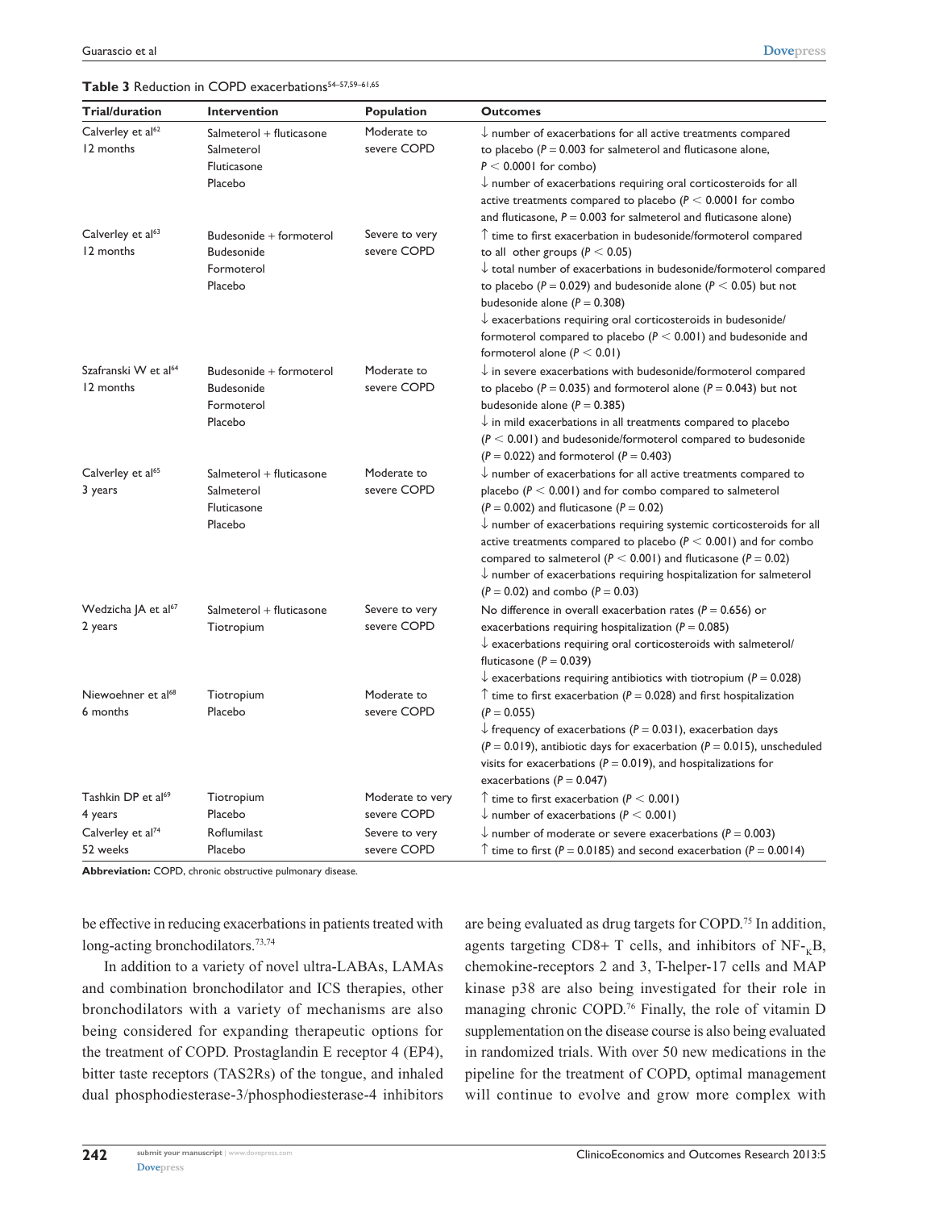**Table 3** Reduction in COPD exacerbations[54–57,59–61,65]

| Trial/duration | Intervention | Population | Outcomes |
|---|---|---|---|
| Calverley et al[62] 12 months | Salmeterol + fluticasone Salmeterol Fluticasone Placebo | Moderate to severe COPD | ↓ number of exacerbations for all active treatments compared to placebo ($P = 0.003$ for salmeterol and fluticasone alone, $P < 0.0001$ for combo) ↓ number of exacerbations requiring oral corticosteroids for all active treatments compared to placebo ($P < 0.0001$ for combo and fluticasone, $P = 0.003$ for salmeterol and fluticasone alone) |
| Calverley et al[63] 12 months | Budesonide + formoterol Budesonide Formoterol Placebo | Severe to very severe COPD | ↑ time to first exacerbation in budesonide/formoterol compared to all other groups ($P < 0.05$) ↓ total number of exacerbations in budesonide/formoterol compared to placebo ($P = 0.029$) and budesonide alone ($P < 0.05$) but not budesonide alone ($P = 0.308$) ↓ exacerbations requiring oral corticosteroids in budesonide/ formoterol compared to placebo ($P < 0.001$) and budesonide and formoterol alone ($P < 0.01$) |
| Szafranski W et al[64] 12 months | Budesonide + formoterol Budesonide Formoterol Placebo | Moderate to severe COPD | ↓ in severe exacerbations with budesonide/formoterol compared to placebo ($P = 0.035$) and formoterol alone ($P = 0.043$) but not budesonide alone ($P = 0.385$) ↓ in mild exacerbations in all treatments compared to placebo ($P < 0.001$) and budesonide/formoterol compared to budesonide ($P = 0.022$) and formoterol ($P = 0.403$) |
| Calverley et al[65] 3 years | Salmeterol + fluticasone Salmeterol Fluticasone Placebo | Moderate to severe COPD | ↓ number of exacerbations for all active treatments compared to placebo ($P < 0.001$) and for combo compared to salmeterol ($P = 0.002$) and fluticasone ($P = 0.02$) ↓ number of exacerbations requiring systemic corticosteroids for all active treatments compared to placebo ($P < 0.001$) and for combo compared to salmeterol ($P < 0.001$) and fluticasone ($P = 0.02$) ↓ number of exacerbations requiring hospitalization for salmeterol ($P = 0.02$) and combo ($P = 0.03$) |
| Wedzicha JA et al[67] 2 years | Salmeterol + fluticasone Tiotropium | Severe to very severe COPD | No difference in overall exacerbation rates ($P = 0.656$) or exacerbations requiring hospitalization ($P = 0.085$) ↓ exacerbations requiring oral corticosteroids with salmeterol/ fluticasone ($P = 0.039$) ↓ exacerbations requiring antibiotics with tiotropium ($P = 0.028$) |
| Niewoehner et al[68] 6 months | Tiotropium Placebo | Moderate to severe COPD | ↑ time to first exacerbation ($P = 0.028$) and first hospitalization ($P = 0.055$) ↓ frequency of exacerbations ($P = 0.031$), exacerbation days ($P = 0.019$), antibiotic days for exacerbation ($P = 0.015$), unscheduled visits for exacerbations ($P = 0.019$), and hospitalizations for exacerbations ($P = 0.047$) |
| Tashkin DP et al[69] 4 years | Tiotropium Placebo | Moderate to very severe COPD | ↑ time to first exacerbation ($P < 0.001$) ↓ number of exacerbations ($P < 0.001$) |
| Calverley et al[74] 52 weeks | Roflumilast Placebo | Severe to very severe COPD | ↓ number of moderate or severe exacerbations ($P = 0.003$) ↑ time to first ($P = 0.0185$) and second exacerbation ($P = 0.0014$) |

**Abbreviation:** COPD, chronic obstructive pulmonary disease.

be effective in reducing exacerbations in patients treated with long-acting bronchodilators.[73,74]

In addition to a variety of novel ultra-LABAs, LAMAs and combination bronchodilator and ICS therapies, other bronchodilators with a variety of mechanisms are also being considered for expanding therapeutic options for the treatment of COPD. Prostaglandin E receptor 4 (EP4), bitter taste receptors (TAS2Rs) of the tongue, and inhaled dual phosphodiesterase-3/phosphodiesterase-4 inhibitors are being evaluated as drug targets for COPD.[75] In addition, agents targeting CD8+ T cells, and inhibitors of NF-$_{\kappa}$B, chemokine-receptors 2 and 3, T-helper-17 cells and MAP kinase p38 are also being investigated for their role in managing chronic COPD.[76] Finally, the role of vitamin D supplementation on the disease course is also being evaluated in randomized trials. With over 50 new medications in the pipeline for the treatment of COPD, optimal management will continue to evolve and grow more complex with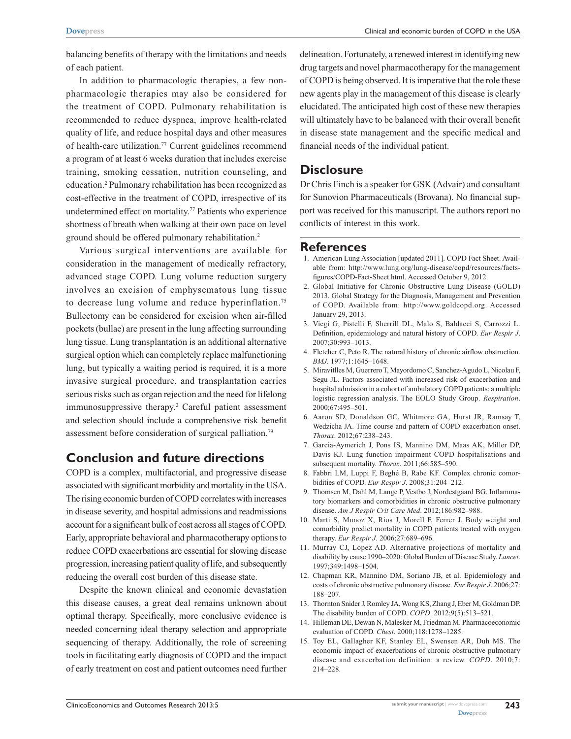balancing benefits of therapy with the limitations and needs of each patient.

In addition to pharmacologic therapies, a few non-pharmacologic therapies may also be considered for the treatment of COPD. Pulmonary rehabilitation is recommended to reduce dyspnea, improve health-related quality of life, and reduce hospital days and other measures of health-care utilization.[77] Current guidelines recommend a program of at least 6 weeks duration that includes exercise training, smoking cessation, nutrition counseling, and education.[2] Pulmonary rehabilitation has been recognized as cost-effective in the treatment of COPD, irrespective of its undetermined effect on mortality.[77] Patients who experience shortness of breath when walking at their own pace on level ground should be offered pulmonary rehabilitation.[2]

Various surgical interventions are available for consideration in the management of medically refractory, advanced stage COPD. Lung volume reduction surgery involves an excision of emphysematous lung tissue to decrease lung volume and reduce hyperinflation.[75] Bullectomy can be considered for excision when air-filled pockets (bullae) are present in the lung affecting surrounding lung tissue. Lung transplantation is an additional alternative surgical option which can completely replace malfunctioning lung, but typically a waiting period is required, it is a more invasive surgical procedure, and transplantation carries serious risks such as organ rejection and the need for lifelong immunosuppressive therapy.[2] Careful patient assessment and selection should include a comprehensive risk benefit assessment before consideration of surgical palliation.[79]

## Conclusion and future directions

COPD is a complex, multifactorial, and progressive disease associated with significant morbidity and mortality in the USA. The rising economic burden of COPD correlates with increases in disease severity, and hospital admissions and readmissions account for a significant bulk of cost across all stages of COPD. Early, appropriate behavioral and pharmacotherapy options to reduce COPD exacerbations are essential for slowing disease progression, increasing patient quality of life, and subsequently reducing the overall cost burden of this disease state.

Despite the known clinical and economic devastation this disease causes, a great deal remains unknown about optimal therapy. Specifically, more conclusive evidence is needed concerning ideal therapy selection and appropriate sequencing of therapy. Additionally, the role of screening tools in facilitating early diagnosis of COPD and the impact of early treatment on cost and patient outcomes need further delineation. Fortunately, a renewed interest in identifying new drug targets and novel pharmacotherapy for the management of COPD is being observed. It is imperative that the role these new agents play in the management of this disease is clearly elucidated. The anticipated high cost of these new therapies will ultimately have to be balanced with their overall benefit in disease state management and the specific medical and financial needs of the individual patient.

## Disclosure

Dr Chris Finch is a speaker for GSK (Advair) and consultant for Sunovion Pharmaceuticals (Brovana). No financial support was received for this manuscript. The authors report no conflicts of interest in this work.

## References

1. American Lung Association [updated 2011]. COPD Fact Sheet. Available from: http://www.lung.org/lung-disease/copd/resources/facts-figures/COPD-Fact-Sheet.html. Accessed October 9, 2012.
2. Global Initiative for Chronic Obstructive Lung Disease (GOLD) 2013. Global Strategy for the Diagnosis, Management and Prevention of COPD. Available from: http://www.goldcopd.org. Accessed January 29, 2013.
3. Viegi G, Pistelli F, Sherrill DL, Malo S, Baldacci S, Carrozzi L. Definition, epidemiology and natural history of COPD. *Eur Respir J*. 2007;30:993–1013.
4. Fletcher C, Peto R. The natural history of chronic airflow obstruction. *BMJ*. 1977;1:1645–1648.
5. Miravitlles M, Guerrero T, Mayordomo C, Sanchez-Agudo L, Nicolau F, Segu JL. Factors associated with increased risk of exacerbation and hospital admission in a cohort of ambulatory COPD patients: a multiple logistic regression analysis. The EOLO Study Group. *Respiration*. 2000;67:495–501.
6. Aaron SD, Donaldson GC, Whitmore GA, Hurst JR, Ramsay T, Wedzicha JA. Time course and pattern of COPD exacerbation onset. *Thorax*. 2012;67:238–243.
7. Garcia-Aymerich J, Pons IS, Mannino DM, Maas AK, Miller DP, Davis KJ. Lung function impairment COPD hospitalisations and subsequent mortality. *Thorax*. 2011;66:585–590.
8. Fabbri LM, Luppi F, Beghé B, Rabe KF. Complex chronic comorbidities of COPD. *Eur Respir J*. 2008;31:204–212.
9. Thomsen M, Dahl M, Lange P, Vestbo J, Nordestgaard BG. Inflammatory biomarkers and comorbidities in chronic obstructive pulmonary disease. *Am J Respir Crit Care Med*. 2012;186:982–988.
10. Marti S, Munoz X, Rios J, Morell F, Ferrer J. Body weight and comorbidity predict mortality in COPD patients treated with oxygen therapy. *Eur Respir J*. 2006;27:689–696.
11. Murray CJ, Lopez AD. Alternative projections of mortality and disability by cause 1990–2020: Global Burden of Disease Study. *Lancet*. 1997;349:1498–1504.
12. Chapman KR, Mannino DM, Soriano JB, et al. Epidemiology and costs of chronic obstructive pulmonary disease. *Eur Respir J*. 2006;27:188–207.
13. Thornton Snider J, Romley JA, Wong KS, Zhang J, Eber M, Goldman DP. The disability burden of COPD. *COPD*. 2012;9(5):513–521.
14. Hilleman DE, Dewan N, Malesker M, Friedman M. Pharmacoeconomic evaluation of COPD. *Chest*. 2000;118:1278–1285.
15. Toy EL, Gallagher KF, Stanley EL, Swensen AR, Duh MS. The economic impact of exacerbations of chronic obstructive pulmonary disease and exacerbation definition: a review. *COPD*. 2010;7:214–228.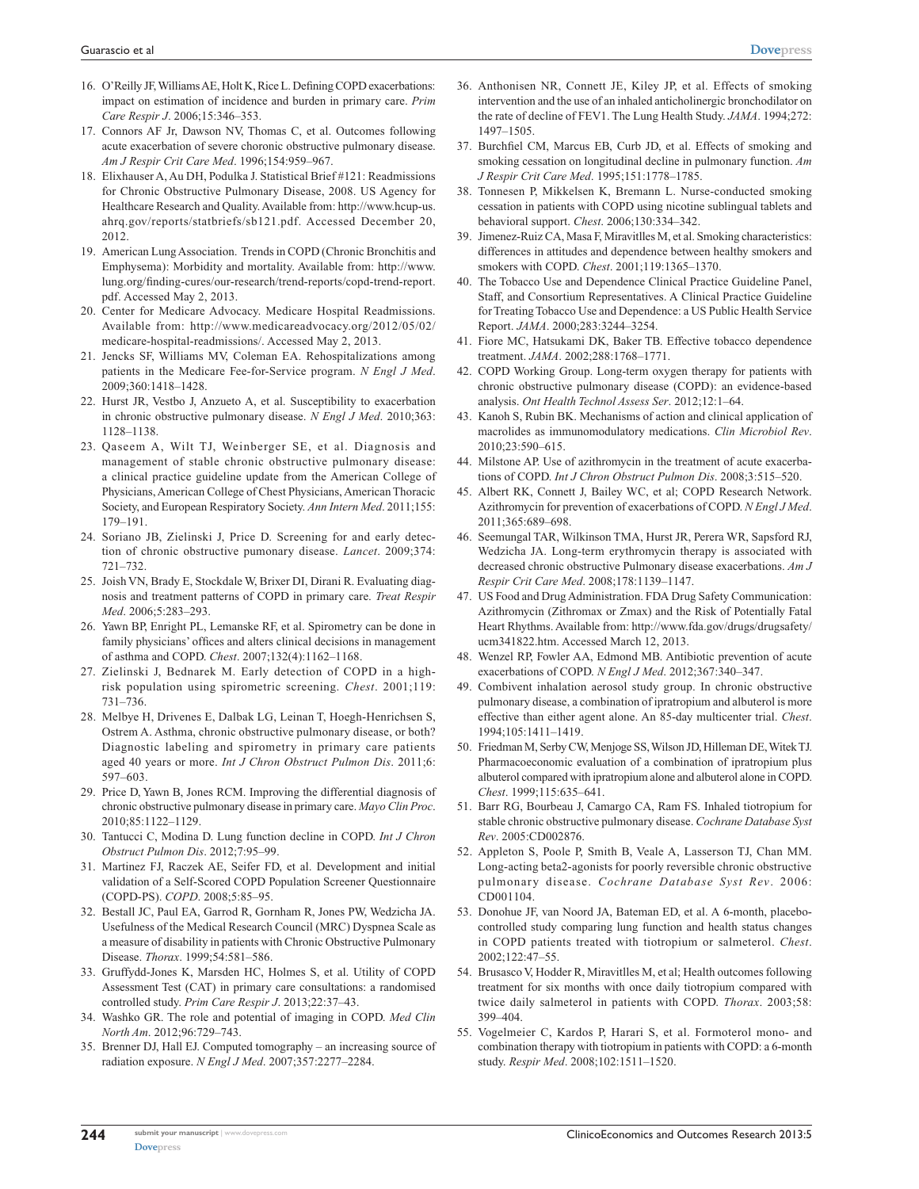16. O'Reilly JF, Williams AE, Holt K, Rice L. Defining COPD exacerbations: impact on estimation of incidence and burden in primary care. *Prim Care Respir J*. 2006;15:346–353.
17. Connors AF Jr, Dawson NV, Thomas C, et al. Outcomes following acute exacerbation of severe choronic obstructive pulmonary disease. *Am J Respir Crit Care Med*. 1996;154:959–967.
18. Elixhauser A, Au DH, Podulka J. Statistical Brief #121: Readmissions for Chronic Obstructive Pulmonary Disease, 2008. US Agency for Healthcare Research and Quality. Available from: http://www.hcup-us.ahrq.gov/reports/statbriefs/sb121.pdf. Accessed December 20, 2012.
19. American Lung Association. Trends in COPD (Chronic Bronchitis and Emphysema): Morbidity and mortality. Available from: http://www.lung.org/finding-cures/our-research/trend-reports/copd-trend-report.pdf. Accessed May 2, 2013.
20. Center for Medicare Advocacy. Medicare Hospital Readmissions. Available from: http://www.medicareadvocacy.org/2012/05/02/medicare-hospital-readmissions/. Accessed May 2, 2013.
21. Jencks SF, Williams MV, Coleman EA. Rehospitalizations among patients in the Medicare Fee-for-Service program. *N Engl J Med*. 2009;360:1418–1428.
22. Hurst JR, Vestbo J, Anzueto A, et al. Susceptibility to exacerbation in chronic obstructive pulmonary disease. *N Engl J Med*. 2010;363: 1128–1138.
23. Qaseem A, Wilt TJ, Weinberger SE, et al. Diagnosis and management of stable chronic obstructive pulmonary disease: a clinical practice guideline update from the American College of Physicians, American College of Chest Physicians, American Thoracic Society, and European Respiratory Society. *Ann Intern Med*. 2011;155: 179–191.
24. Soriano JB, Zielinski J, Price D. Screening for and early detection of chronic obstructive pumonary disease. *Lancet*. 2009;374: 721–732.
25. Joish VN, Brady E, Stockdale W, Brixer DI, Dirani R. Evaluating diagnosis and treatment patterns of COPD in primary care. *Treat Respir Med*. 2006;5:283–293.
26. Yawn BP, Enright PL, Lemanske RF, et al. Spirometry can be done in family physicians' offices and alters clinical decisions in management of asthma and COPD. *Chest*. 2007;132(4):1162–1168.
27. Zielinski J, Bednarek M. Early detection of COPD in a high-risk population using spirometric screening. *Chest*. 2001;119: 731–736.
28. Melbye H, Drivenes E, Dalbak LG, Leinan T, Hoegh-Henrichsen S, Ostrem A. Asthma, chronic obstructive pulmonary disease, or both? Diagnostic labeling and spirometry in primary care patients aged 40 years or more. *Int J Chron Obstruct Pulmon Dis*. 2011;6: 597–603.
29. Price D, Yawn B, Jones RCM. Improving the differential diagnosis of chronic obstructive pulmonary disease in primary care. *Mayo Clin Proc*. 2010;85:1122–1129.
30. Tantucci C, Modina D. Lung function decline in COPD. *Int J Chron Obstruct Pulmon Dis*. 2012;7:95–99.
31. Martinez FJ, Raczek AE, Seifer FD, et al. Development and initial validation of a Self-Scored COPD Population Screener Questionnaire (COPD-PS). *COPD*. 2008;5:85–95.
32. Bestall JC, Paul EA, Garrod R, Gornham R, Jones PW, Wedzicha JA. Usefulness of the Medical Research Council (MRC) Dyspnea Scale as a measure of disability in patients with Chronic Obstructive Pulmonary Disease. *Thorax*. 1999;54:581–586.
33. Gruffydd-Jones K, Marsden HC, Holmes S, et al. Utility of COPD Assessment Test (CAT) in primary care consultations: a randomised controlled study. *Prim Care Respir J*. 2013;22:37–43.
34. Washko GR. The role and potential of imaging in COPD. *Med Clin North Am*. 2012;96:729–743.
35. Brenner DJ, Hall EJ. Computed tomography – an increasing source of radiation exposure. *N Engl J Med*. 2007;357:2277–2284.
36. Anthonisen NR, Connett JE, Kiley JP, et al. Effects of smoking intervention and the use of an inhaled anticholinergic bronchodilator on the rate of decline of FEV1. The Lung Health Study. *JAMA*. 1994;272: 1497–1505.
37. Burchfiel CM, Marcus EB, Curb JD, et al. Effects of smoking and smoking cessation on longitudinal decline in pulmonary function. *Am J Respir Crit Care Med*. 1995;151:1778–1785.
38. Tonnesen P, Mikkelsen K, Bremann L. Nurse-conducted smoking cessation in patients with COPD using nicotine sublingual tablets and behavioral support. *Chest*. 2006;130:334–342.
39. Jimenez-Ruiz CA, Masa F, Miravitlles M, et al. Smoking characteristics: differences in attitudes and dependence between healthy smokers and smokers with COPD. *Chest*. 2001;119:1365–1370.
40. The Tobacco Use and Dependence Clinical Practice Guideline Panel, Staff, and Consortium Representatives. A Clinical Practice Guideline for Treating Tobacco Use and Dependence: a US Public Health Service Report. *JAMA*. 2000;283:3244–3254.
41. Fiore MC, Hatsukami DK, Baker TB. Effective tobacco dependence treatment. *JAMA*. 2002;288:1768–1771.
42. COPD Working Group. Long-term oxygen therapy for patients with chronic obstructive pulmonary disease (COPD): an evidence-based analysis. *Ont Health Technol Assess Ser*. 2012;12:1–64.
43. Kanoh S, Rubin BK. Mechanisms of action and clinical application of macrolides as immunomodulatory medications. *Clin Microbiol Rev*. 2010;23:590–615.
44. Milstone AP. Use of azithromycin in the treatment of acute exacerbations of COPD. *Int J Chron Obstruct Pulmon Dis*. 2008;3:515–520.
45. Albert RK, Connett J, Bailey WC, et al; COPD Research Network. Azithromycin for prevention of exacerbations of COPD. *N Engl J Med*. 2011;365:689–698.
46. Seemungal TAR, Wilkinson TMA, Hurst JR, Perera WR, Sapsford RJ, Wedzicha JA. Long-term erythromycin therapy is associated with decreased chronic obstructive Pulmonary disease exacerbations. *Am J Respir Crit Care Med*. 2008;178:1139–1147.
47. US Food and Drug Administration. FDA Drug Safety Communication: Azithromycin (Zithromax or Zmax) and the Risk of Potentially Fatal Heart Rhythms. Available from: http://www.fda.gov/drugs/drugsafety/ucm341822.htm. Accessed March 12, 2013.
48. Wenzel RP, Fowler AA, Edmond MB. Antibiotic prevention of acute exacerbations of COPD. *N Engl J Med*. 2012;367:340–347.
49. Combivent inhalation aerosol study group. In chronic obstructive pulmonary disease, a combination of ipratropium and albuterol is more effective than either agent alone. An 85-day multicenter trial. *Chest*. 1994;105:1411–1419.
50. Friedman M, Serby CW, Menjoge SS, Wilson JD, Hilleman DE, Witek TJ. Pharmacoeconomic evaluation of a combination of ipratropium plus albuterol compared with ipratropium alone and albuterol alone in COPD. *Chest*. 1999;115:635–641.
51. Barr RG, Bourbeau J, Camargo CA, Ram FS. Inhaled tiotropium for stable chronic obstructive pulmonary disease. *Cochrane Database Syst Rev*. 2005:CD002876.
52. Appleton S, Poole P, Smith B, Veale A, Lasserson TJ, Chan MM. Long-acting beta2-agonists for poorly reversible chronic obstructive pulmonary disease. *Cochrane Database Syst Rev*. 2006: CD001104.
53. Donohue JF, van Noord JA, Bateman ED, et al. A 6-month, placebo-controlled study comparing lung function and health status changes in COPD patients treated with tiotropium or salmeterol. *Chest*. 2002;122:47–55.
54. Brusasco V, Hodder R, Miravitlles M, et al; Health outcomes following treatment for six months with once daily tiotropium compared with twice daily salmeterol in patients with COPD. *Thorax*. 2003;58: 399–404.
55. Vogelmeier C, Kardos P, Harari S, et al. Formoterol mono- and combination therapy with tiotropium in patients with COPD: a 6-month study. *Respir Med*. 2008;102:1511–1520.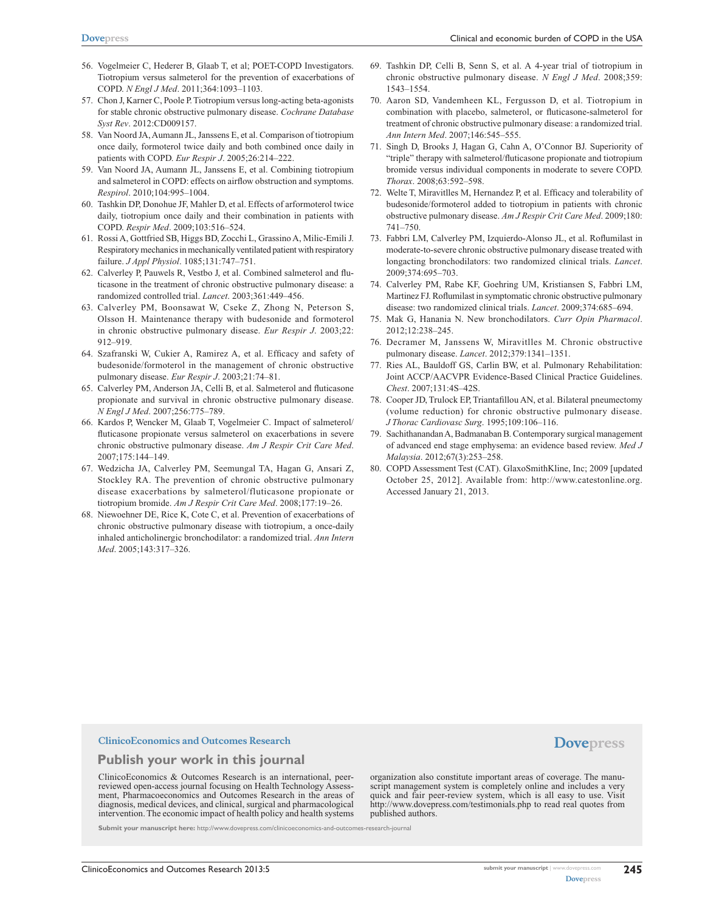56. Vogelmeier C, Hederer B, Glaab T, et al; POET-COPD Investigators. Tiotropium versus salmeterol for the prevention of exacerbations of COPD. *N Engl J Med*. 2011;364:1093–1103.
57. Chon J, Karner C, Poole P. Tiotropium versus long-acting beta-agonists for stable chronic obstructive pulmonary disease. *Cochrane Database Syst Rev*. 2012:CD009157.
58. Van Noord JA, Aumann JL, Janssens E, et al. Comparison of tiotropium once daily, formoterol twice daily and both combined once daily in patients with COPD. *Eur Respir J*. 2005;26:214–222.
59. Van Noord JA, Aumann JL, Janssens E, et al. Combining tiotropium and salmeterol in COPD: effects on airflow obstruction and symptoms. *Respirol*. 2010;104:995–1004.
60. Tashkin DP, Donohue JF, Mahler D, et al. Effects of arformoterol twice daily, tiotropium once daily and their combination in patients with COPD. *Respir Med*. 2009;103:516–524.
61. Rossi A, Gottfried SB, Higgs BD, Zocchi L, Grassino A, Milic-Emili J. Respiratory mechanics in mechanically ventilated patient with respiratory failure. *J Appl Physiol*. 1085;131:747–751.
62. Calverley P, Pauwels R, Vestbo J, et al. Combined salmeterol and fluticasone in the treatment of chronic obstructive pulmonary disease: a randomized controlled trial. *Lancet*. 2003;361:449–456.
63. Calverley PM, Boonsawat W, Cseke Z, Zhong N, Peterson S, Olsson H. Maintenance therapy with budesonide and formoterol in chronic obstructive pulmonary disease. *Eur Respir J*. 2003;22:912–919.
64. Szafranski W, Cukier A, Ramirez A, et al. Efficacy and safety of budesonide/formoterol in the management of chronic obstructive pulmonary disease. *Eur Respir J*. 2003;21:74–81.
65. Calverley PM, Anderson JA, Celli B, et al. Salmeterol and fluticasone propionate and survival in chronic obstructive pulmonary disease. *N Engl J Med*. 2007;256:775–789.
66. Kardos P, Wencker M, Glaab T, Vogelmeier C. Impact of salmeterol/fluticasone propionate versus salmeterol on exacerbations in severe chronic obstructive pulmonary disease. *Am J Respir Crit Care Med*. 2007;175:144–149.
67. Wedzicha JA, Calverley PM, Seemungal TA, Hagan G, Ansari Z, Stockley RA. The prevention of chronic obstructive pulmonary disease exacerbations by salmeterol/fluticasone propionate or tiotropium bromide. *Am J Respir Crit Care Med*. 2008;177:19–26.
68. Niewoehner DE, Rice K, Cote C, et al. Prevention of exacerbations of chronic obstructive pulmonary disease with tiotropium, a once-daily inhaled anticholinergic bronchodilator: a randomized trial. *Ann Intern Med*. 2005;143:317–326.
69. Tashkin DP, Celli B, Senn S, et al. A 4-year trial of tiotropium in chronic obstructive pulmonary disease. *N Engl J Med*. 2008;359:1543–1554.
70. Aaron SD, Vandemheen KL, Fergusson D, et al. Tiotropium in combination with placebo, salmeterol, or fluticasone-salmeterol for treatment of chronic obstructive pulmonary disease: a randomized trial. *Ann Intern Med*. 2007;146:545–555.
71. Singh D, Brooks J, Hagan G, Cahn A, O'Connor BJ. Superiority of "triple" therapy with salmeterol/fluticasone propionate and tiotropium bromide versus individual components in moderate to severe COPD. *Thorax*. 2008;63:592–598.
72. Welte T, Miravitlles M, Hernandez P, et al. Efficacy and tolerability of budesonide/formoterol added to tiotropium in patients with chronic obstructive pulmonary disease. *Am J Respir Crit Care Med*. 2009;180:741–750.
73. Fabbri LM, Calverley PM, Izquierdo-Alonso JL, et al. Roflumilast in moderate-to-severe chronic obstructive pulmonary disease treated with longacting bronchodilators: two randomized clinical trials. *Lancet*. 2009;374:695–703.
74. Calverley PM, Rabe KF, Goehring UM, Kristiansen S, Fabbri LM, Martinez FJ. Roflumilast in symptomatic chronic obstructive pulmonary disease: two randomized clinical trials. *Lancet*. 2009;374:685–694.
75. Mak G, Hanania N. New bronchodilators. *Curr Opin Pharmacol*. 2012;12:238–245.
76. Decramer M, Janssens W, Miravitlles M. Chronic obstructive pulmonary disease. *Lancet*. 2012;379:1341–1351.
77. Ries AL, Bauldoff GS, Carlin BW, et al. Pulmonary Rehabilitation: Joint ACCP/AACVPR Evidence-Based Clinical Practice Guidelines. *Chest*. 2007;131:4S–42S.
78. Cooper JD, Trulock EP, Triantafillou AN, et al. Bilateral pneumectomy (volume reduction) for chronic obstructive pulmonary disease. *J Thorac Cardiovasc Surg*. 1995;109:106–116.
79. Sachithanandan A, Badmanaban B. Contemporary surgical management of advanced end stage emphysema: an evidence based review. *Med J Malaysia*. 2012;67(3):253–258.
80. COPD Assessment Test (CAT). GlaxoSmithKline, Inc; 2009 [updated October 25, 2012]. Available from: http://www.catestonline.org. Accessed January 21, 2013.

**ClinicoEconomics and Outcomes Research**

**Dovepress**

## Publish your work in this journal

ClinicoEconomics & Outcomes Research is an international, peer-reviewed open-access journal focusing on Health Technology Assessment, Pharmacoeconomics and Outcomes Research in the areas of diagnosis, medical devices, and clinical, surgical and pharmacological intervention. The economic impact of health policy and health systems organization also constitute important areas of coverage. The manuscript management system is completely online and includes a very quick and fair peer-review system, which is all easy to use. Visit http://www.dovepress.com/testimonials.php to read real quotes from published authors.

**Submit your manuscript here:** http://www.dovepress.com/clinicoeconomics-and-outcomes-research-journal